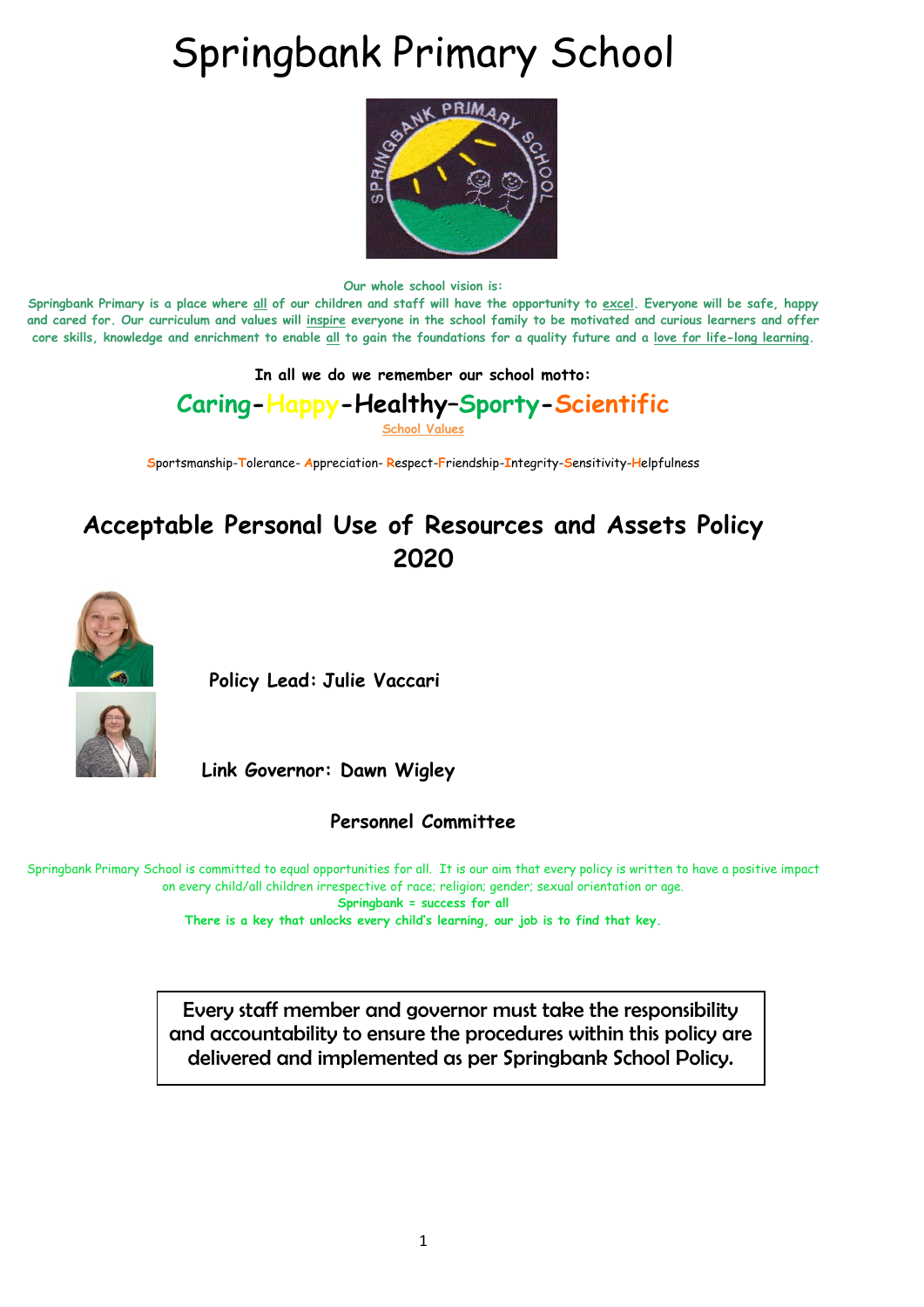# Springbank Primary School

**Our whole school vision is:**

**Springbank Primary is a place where all of our children and staff will have the opportunity to excel. Everyone will be safe, happy and cared for. Our curriculum and values will inspire everyone in the school family to be motivated and curious learners and offer core skills, knowledge and enrichment to enable all to gain the foundations for a quality future and a love for life-long learning.**

**In all we do we remember our school motto:**

**Caring-Happy-Healthy–Sporty-Scientific**

School Values

Sportsmanship-Tolerance- Appreciation- Respect-Friendship-Integrity-Sensitivity-Helpfulness

## Acceptable Personal Use of Resources and Assets Policy 2020

**Policy Lead: Julie Vaccari**

**Link Governor: Dawn Wigley**

**Personnel Committee**

Springbank Primary School is committed to equal opportunities for all. It is our aim that every policy is written to have a positive impact on every child/all children irrespective of race; religion; gender; sexual orientation or age.

**Springbank = success for all**

**There is a key that unlocks every child's learning, our job is to find that key.**

Every staff member and governor must take the responsibility and accountability to ensure the procedures within this policy are delivered and implemented as per Springbank School Policy.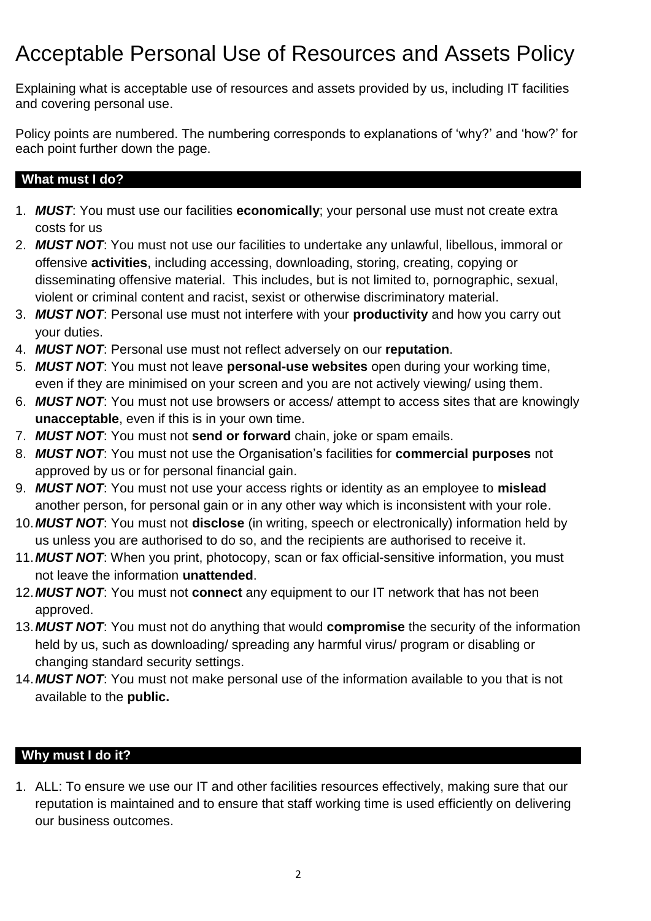# Acceptable Personal Use of Resources and Assets Policy

Explaining what is acceptable use of resources and assets provided by us, including IT facilities and covering personal use.

Policy points are numbered. The numbering corresponds to explanations of 'why?' and 'how?' for each point further down the page.

## What must I do?

1. ***MUST***: You must use our facilities **economically**; your personal use must not create extra costs for us
2. ***MUST NOT***: You must not use our facilities to undertake any unlawful, libellous, immoral or offensive **activities**, including accessing, downloading, storing, creating, copying or disseminating offensive material. This includes, but is not limited to, pornographic, sexual, violent or criminal content and racist, sexist or otherwise discriminatory material.
3. ***MUST NOT***: Personal use must not interfere with your **productivity** and how you carry out your duties.
4. ***MUST NOT***: Personal use must not reflect adversely on our **reputation**.
5. ***MUST NOT***: You must not leave **personal-use websites** open during your working time, even if they are minimised on your screen and you are not actively viewing/ using them.
6. ***MUST NOT***: You must not use browsers or access/ attempt to access sites that are knowingly **unacceptable**, even if this is in your own time.
7. ***MUST NOT***: You must not **send or forward** chain, joke or spam emails.
8. ***MUST NOT***: You must not use the Organisation's facilities for **commercial purposes** not approved by us or for personal financial gain.
9. ***MUST NOT***: You must not use your access rights or identity as an employee to **mislead** another person, for personal gain or in any other way which is inconsistent with your role.
10. ***MUST NOT***: You must not **disclose** (in writing, speech or electronically) information held by us unless you are authorised to do so, and the recipients are authorised to receive it.
11. ***MUST NOT***: When you print, photocopy, scan or fax official-sensitive information, you must not leave the information **unattended**.
12. ***MUST NOT***: You must not **connect** any equipment to our IT network that has not been approved.
13. ***MUST NOT***: You must not do anything that would **compromise** the security of the information held by us, such as downloading/ spreading any harmful virus/ program or disabling or changing standard security settings.
14. ***MUST NOT***: You must not make personal use of the information available to you that is not available to the **public.**

## Why must I do it?

1. ALL: To ensure we use our IT and other facilities resources effectively, making sure that our reputation is maintained and to ensure that staff working time is used efficiently on delivering our business outcomes.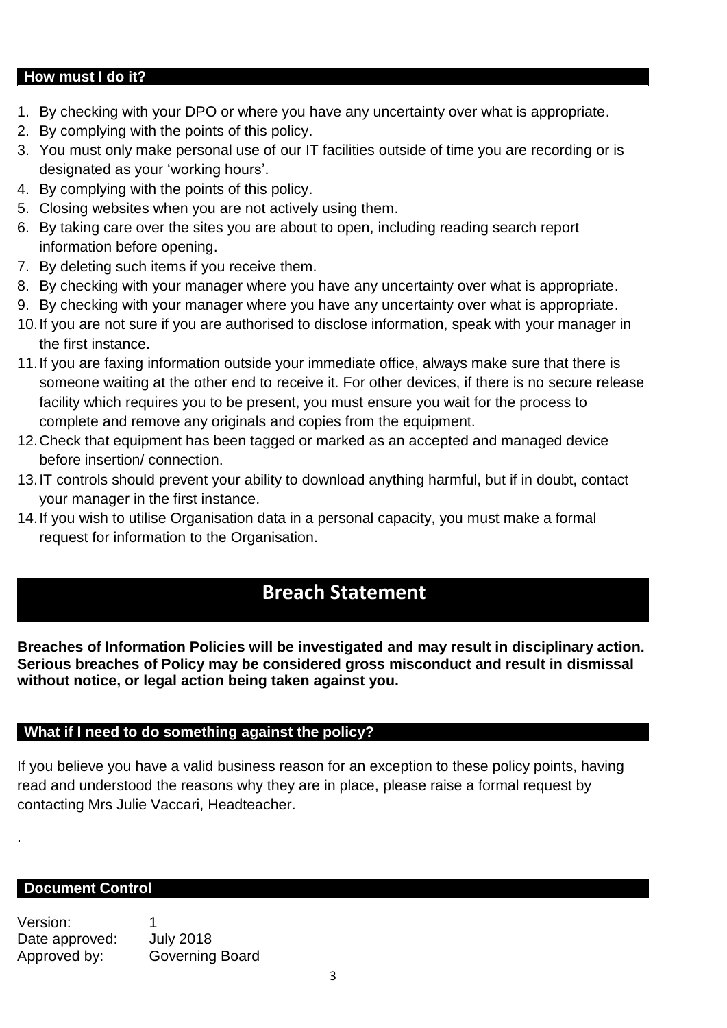## How must I do it?

1. By checking with your DPO or where you have any uncertainty over what is appropriate.
2. By complying with the points of this policy.
3. You must only make personal use of our IT facilities outside of time you are recording or is designated as your 'working hours'.
4. By complying with the points of this policy.
5. Closing websites when you are not actively using them.
6. By taking care over the sites you are about to open, including reading search report information before opening.
7. By deleting such items if you receive them.
8. By checking with your manager where you have any uncertainty over what is appropriate.
9. By checking with your manager where you have any uncertainty over what is appropriate.
10. If you are not sure if you are authorised to disclose information, speak with your manager in the first instance.
11. If you are faxing information outside your immediate office, always make sure that there is someone waiting at the other end to receive it. For other devices, if there is no secure release facility which requires you to be present, you must ensure you wait for the process to complete and remove any originals and copies from the equipment.
12. Check that equipment has been tagged or marked as an accepted and managed device before insertion/ connection.
13. IT controls should prevent your ability to download anything harmful, but if in doubt, contact your manager in the first instance.
14. If you wish to utilise Organisation data in a personal capacity, you must make a formal request for information to the Organisation.

# Breach Statement

**Breaches of Information Policies will be investigated and may result in disciplinary action. Serious breaches of Policy may be considered gross misconduct and result in dismissal without notice, or legal action being taken against you.**

## What if I need to do something against the policy?

If you believe you have a valid business reason for an exception to these policy points, having read and understood the reasons why they are in place, please raise a formal request by contacting Mrs Julie Vaccari, Headteacher.

.

## Document Control

Version: 1
Date approved: July 2018
Approved by: Governing Board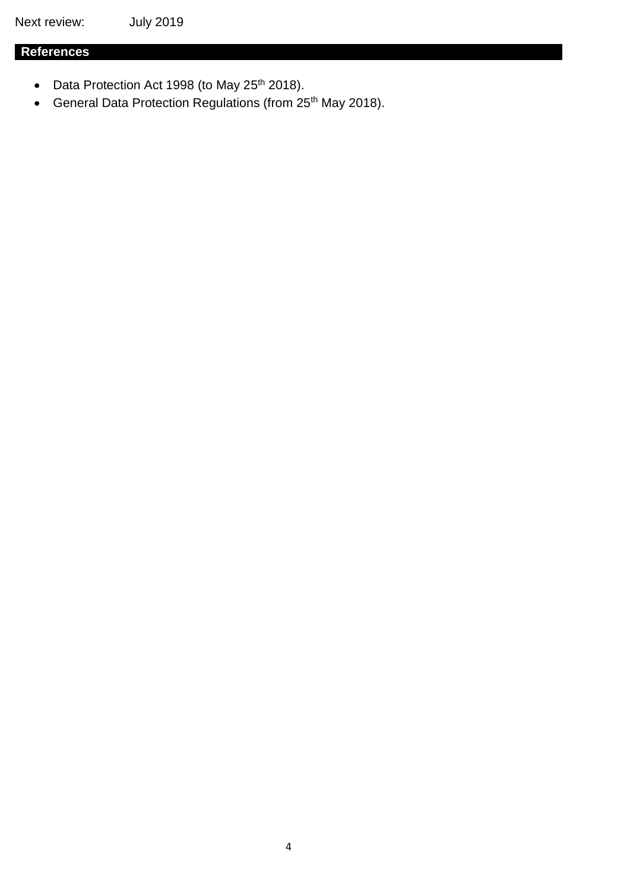Next review: July 2019

## References

- Data Protection Act 1998 (to May 25th 2018).
- General Data Protection Regulations (from 25th May 2018).